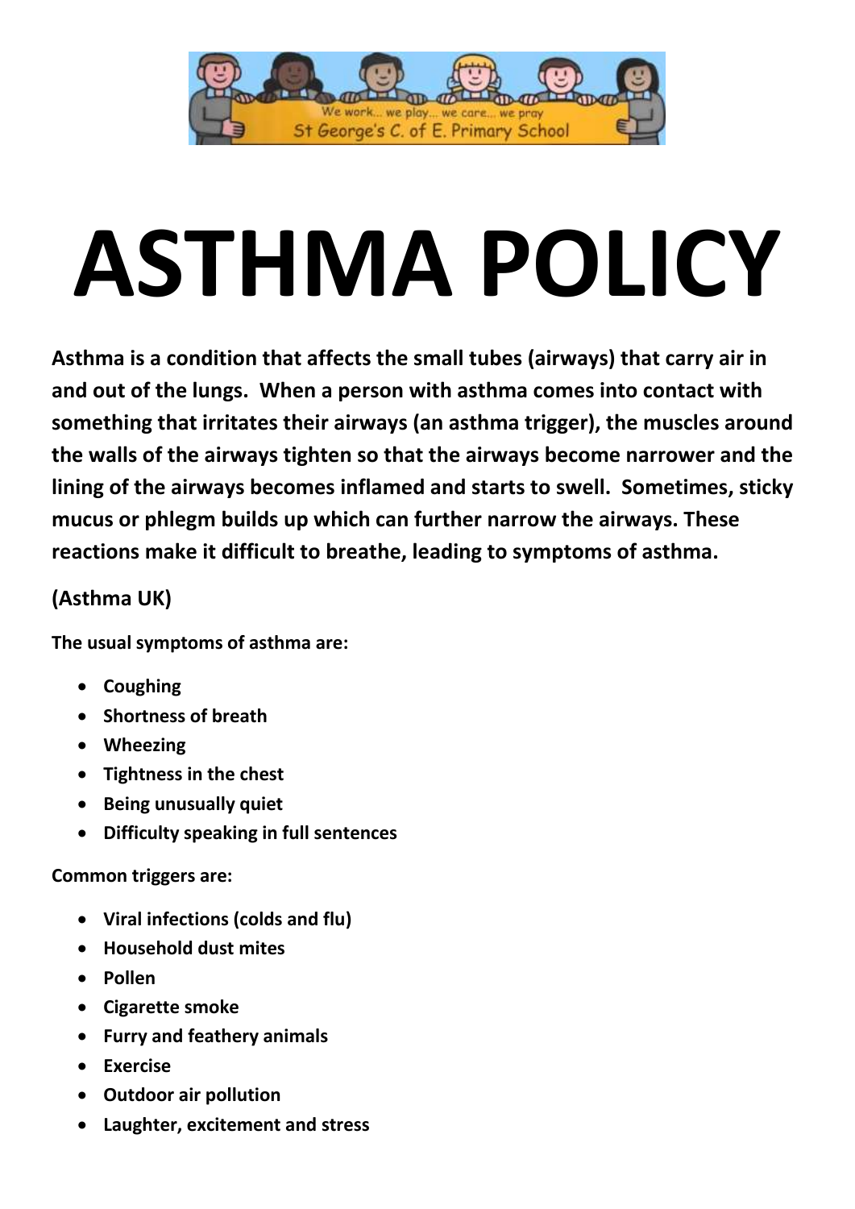We work... we play... we care... we pray
St George's C. of E. Primary School

# ASTHMA POLICY

**Asthma is a condition that affects the small tubes (airways) that carry air in and out of the lungs. When a person with asthma comes into contact with something that irritates their airways (an asthma trigger), the muscles around the walls of the airways tighten so that the airways become narrower and the lining of the airways becomes inflamed and starts to swell. Sometimes, sticky mucus or phlegm builds up which can further narrow the airways. These reactions make it difficult to breathe, leading to symptoms of asthma.**

**(Asthma UK)**

**The usual symptoms of asthma are:**

- **Coughing**
- **Shortness of breath**
- **Wheezing**
- **Tightness in the chest**
- **Being unusually quiet**
- **Difficulty speaking in full sentences**

**Common triggers are:**

- **Viral infections (colds and flu)**
- **Household dust mites**
- **Pollen**
- **Cigarette smoke**
- **Furry and feathery animals**
- **Exercise**
- **Outdoor air pollution**
- **Laughter, excitement and stress**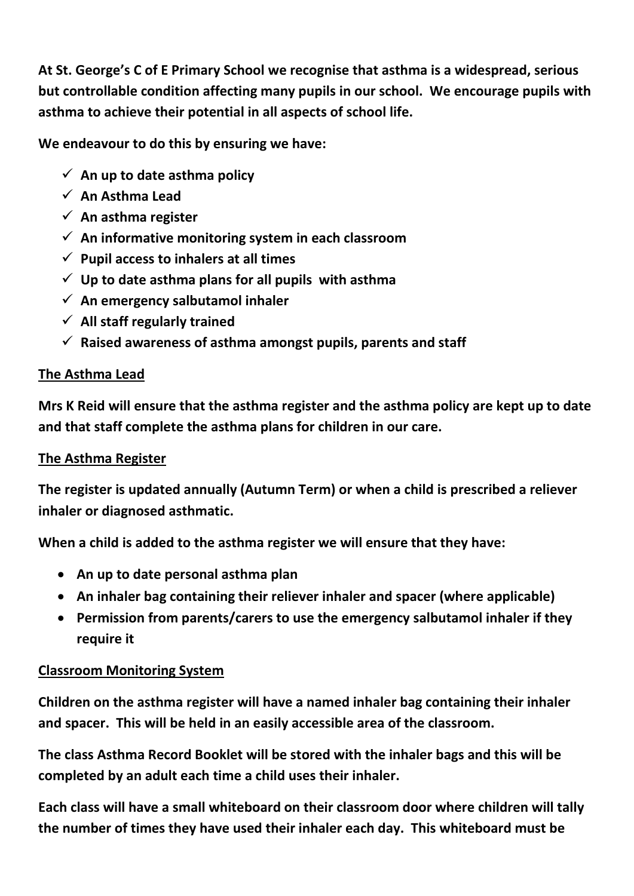**At St. George's C of E Primary School we recognise that asthma is a widespread, serious but controllable condition affecting many pupils in our school. We encourage pupils with asthma to achieve their potential in all aspects of school life.**

**We endeavour to do this by ensuring we have:**

- ✓ **An up to date asthma policy**
- ✓ **An Asthma Lead**
- ✓ **An asthma register**
- ✓ **An informative monitoring system in each classroom**
- ✓ **Pupil access to inhalers at all times**
- ✓ **Up to date asthma plans for all pupils with asthma**
- ✓ **An emergency salbutamol inhaler**
- ✓ **All staff regularly trained**
- ✓ **Raised awareness of asthma amongst pupils, parents and staff**

**<u>The Asthma Lead</u>**

**Mrs K Reid will ensure that the asthma register and the asthma policy are kept up to date and that staff complete the asthma plans for children in our care.**

**<u>The Asthma Register</u>**

**The register is updated annually (Autumn Term) or when a child is prescribed a reliever inhaler or diagnosed asthmatic.**

**When a child is added to the asthma register we will ensure that they have:**

- **An up to date personal asthma plan**
- **An inhaler bag containing their reliever inhaler and spacer (where applicable)**
- **Permission from parents/carers to use the emergency salbutamol inhaler if they require it**

**<u>Classroom Monitoring System</u>**

**Children on the asthma register will have a named inhaler bag containing their inhaler and spacer. This will be held in an easily accessible area of the classroom.**

**The class Asthma Record Booklet will be stored with the inhaler bags and this will be completed by an adult each time a child uses their inhaler.**

**Each class will have a small whiteboard on their classroom door where children will tally the number of times they have used their inhaler each day. This whiteboard must be**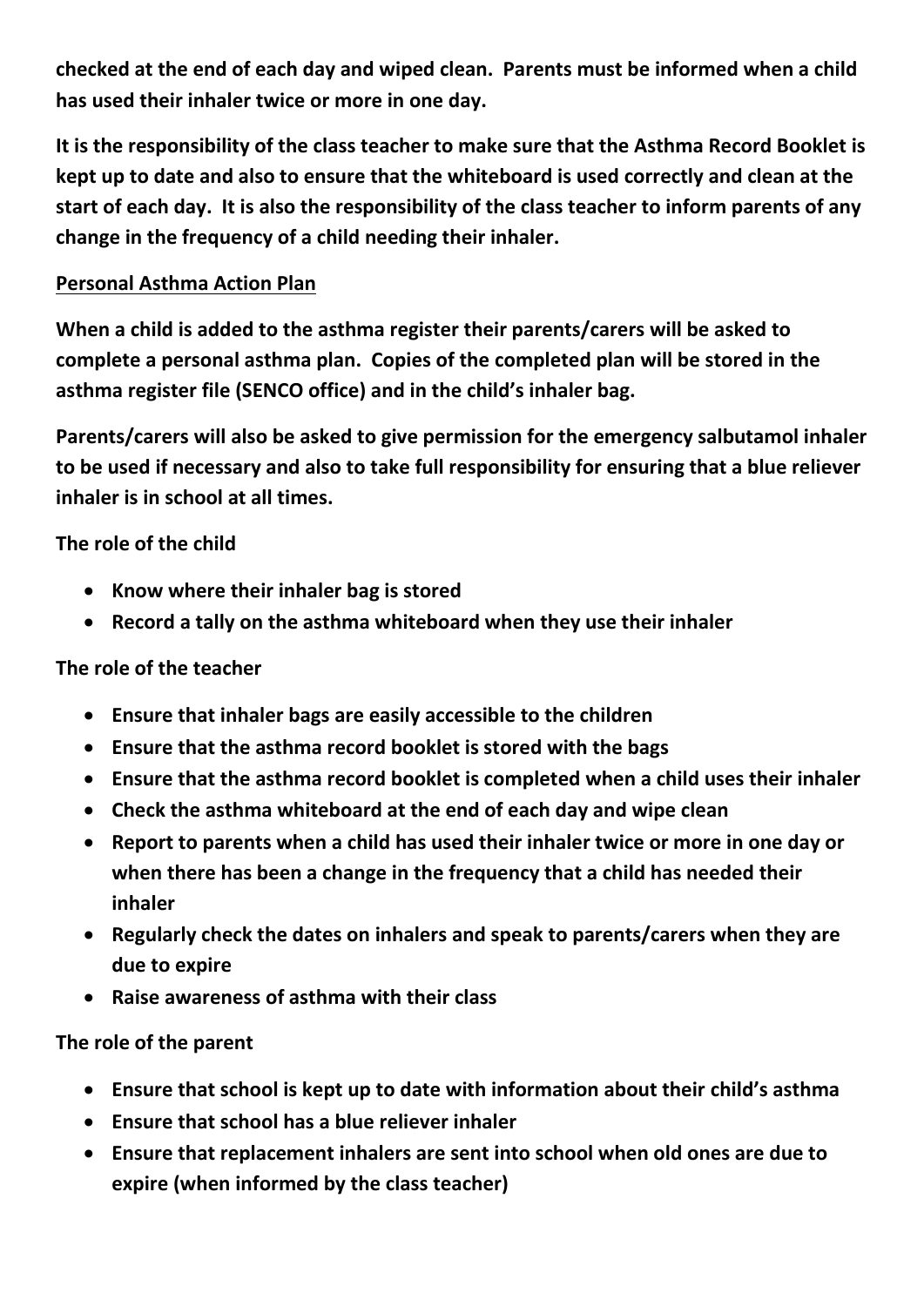**checked at the end of each day and wiped clean. Parents must be informed when a child has used their inhaler twice or more in one day.**

**It is the responsibility of the class teacher to make sure that the Asthma Record Booklet is kept up to date and also to ensure that the whiteboard is used correctly and clean at the start of each day. It is also the responsibility of the class teacher to inform parents of any change in the frequency of a child needing their inhaler.**

**<u>Personal Asthma Action Plan</u>**

**When a child is added to the asthma register their parents/carers will be asked to complete a personal asthma plan. Copies of the completed plan will be stored in the asthma register file (SENCO office) and in the child's inhaler bag.**

**Parents/carers will also be asked to give permission for the emergency salbutamol inhaler to be used if necessary and also to take full responsibility for ensuring that a blue reliever inhaler is in school at all times.**

**The role of the child**

- **Know where their inhaler bag is stored**
- **Record a tally on the asthma whiteboard when they use their inhaler**

**The role of the teacher**

- **Ensure that inhaler bags are easily accessible to the children**
- **Ensure that the asthma record booklet is stored with the bags**
- **Ensure that the asthma record booklet is completed when a child uses their inhaler**
- **Check the asthma whiteboard at the end of each day and wipe clean**
- **Report to parents when a child has used their inhaler twice or more in one day or when there has been a change in the frequency that a child has needed their inhaler**
- **Regularly check the dates on inhalers and speak to parents/carers when they are due to expire**
- **Raise awareness of asthma with their class**

**The role of the parent**

- **Ensure that school is kept up to date with information about their child's asthma**
- **Ensure that school has a blue reliever inhaler**
- **Ensure that replacement inhalers are sent into school when old ones are due to expire (when informed by the class teacher)**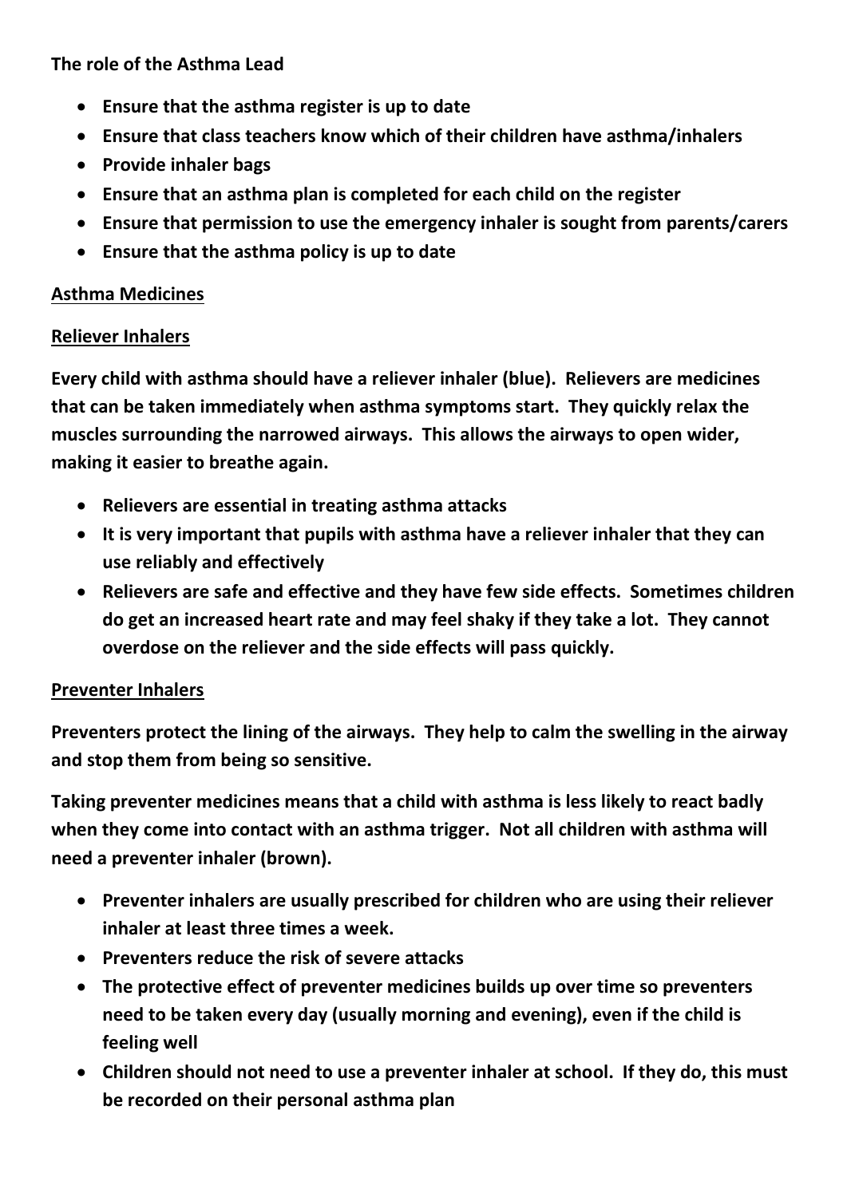**The role of the Asthma Lead**

- **Ensure that the asthma register is up to date**
- **Ensure that class teachers know which of their children have asthma/inhalers**
- **Provide inhaler bags**
- **Ensure that an asthma plan is completed for each child on the register**
- **Ensure that permission to use the emergency inhaler is sought from parents/carers**
- **Ensure that the asthma policy is up to date**

## Asthma Medicines

### Reliever Inhalers

**Every child with asthma should have a reliever inhaler (blue). Relievers are medicines that can be taken immediately when asthma symptoms start. They quickly relax the muscles surrounding the narrowed airways. This allows the airways to open wider, making it easier to breathe again.**

- **Relievers are essential in treating asthma attacks**
- **It is very important that pupils with asthma have a reliever inhaler that they can use reliably and effectively**
- **Relievers are safe and effective and they have few side effects. Sometimes children do get an increased heart rate and may feel shaky if they take a lot. They cannot overdose on the reliever and the side effects will pass quickly.**

### Preventer Inhalers

**Preventers protect the lining of the airways. They help to calm the swelling in the airway and stop them from being so sensitive.**

**Taking preventer medicines means that a child with asthma is less likely to react badly when they come into contact with an asthma trigger. Not all children with asthma will need a preventer inhaler (brown).**

- **Preventer inhalers are usually prescribed for children who are using their reliever inhaler at least three times a week.**
- **Preventers reduce the risk of severe attacks**
- **The protective effect of preventer medicines builds up over time so preventers need to be taken every day (usually morning and evening), even if the child is feeling well**
- **Children should not need to use a preventer inhaler at school. If they do, this must be recorded on their personal asthma plan**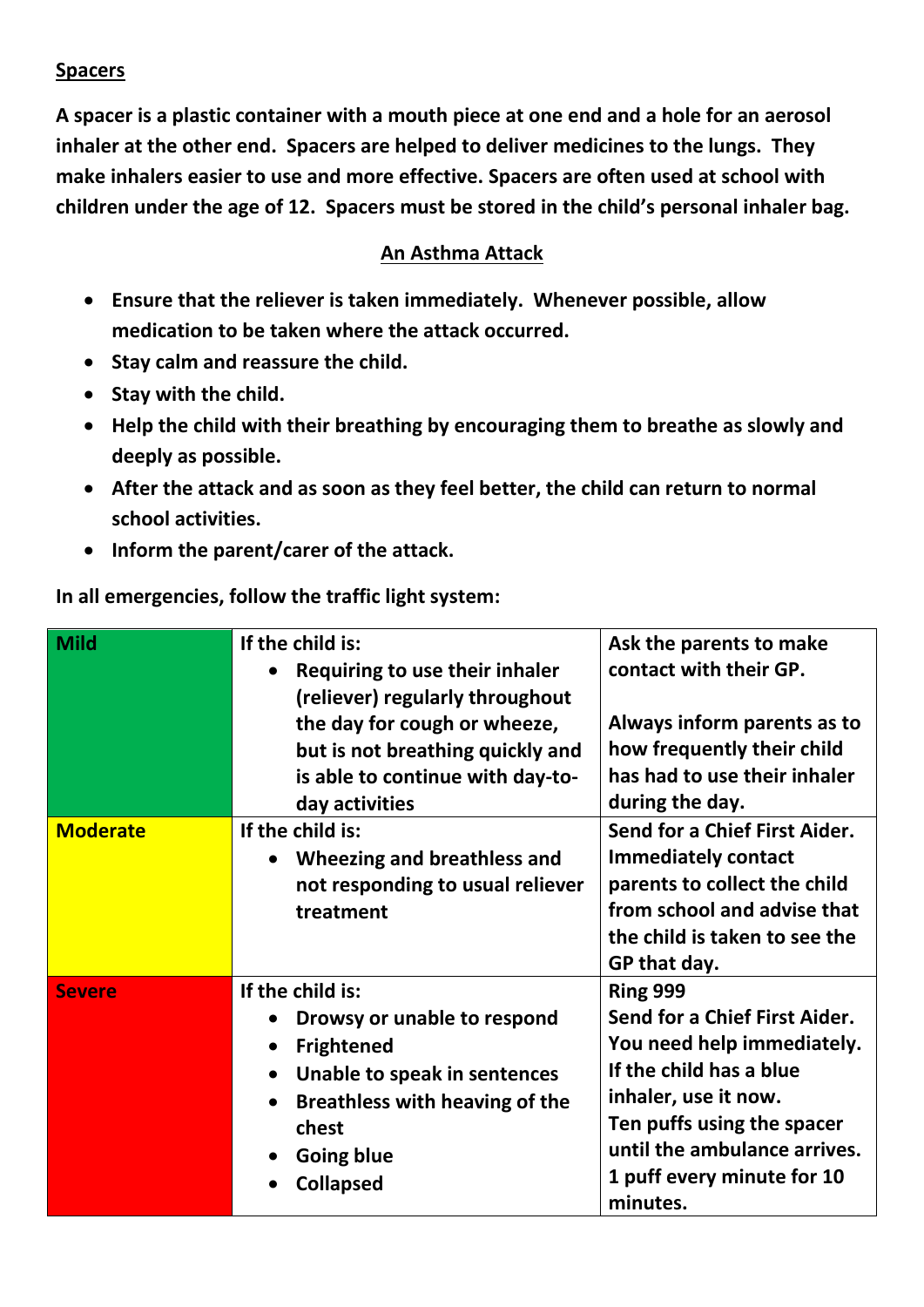## Spacers

**A spacer is a plastic container with a mouth piece at one end and a hole for an aerosol inhaler at the other end. Spacers are helped to deliver medicines to the lungs. They make inhalers easier to use and more effective. Spacers are often used at school with children under the age of 12. Spacers must be stored in the child's personal inhaler bag.**

## An Asthma Attack

- **Ensure that the reliever is taken immediately. Whenever possible, allow medication to be taken where the attack occurred.**
- **Stay calm and reassure the child.**
- **Stay with the child.**
- **Help the child with their breathing by encouraging them to breathe as slowly and deeply as possible.**
- **After the attack and as soon as they feel better, the child can return to normal school activities.**
- **Inform the parent/carer of the attack.**

**In all emergencies, follow the traffic light system:**

| | | |
|---|---|---|
| **Mild** | **If the child is:**<br>• **Requiring to use their inhaler (reliever) regularly throughout the day for cough or wheeze, but is not breathing quickly and is able to continue with day-to-day activities** | **Ask the parents to make contact with their GP.**<br><br>**Always inform parents as to how frequently their child has had to use their inhaler during the day.** |
| **Moderate** | **If the child is:**<br>• **Wheezing and breathless and not responding to usual reliever treatment** | **Send for a Chief First Aider. Immediately contact parents to collect the child from school and advise that the child is taken to see the GP that day.** |
| **Severe** | **If the child is:**<br>• **Drowsy or unable to respond**<br>• **Frightened**<br>• **Unable to speak in sentences**<br>• **Breathless with heaving of the chest**<br>• **Going blue**<br>• **Collapsed** | **Ring 999**<br>**Send for a Chief First Aider.**<br>**You need help immediately.**<br>**If the child has a blue inhaler, use it now.**<br>**Ten puffs using the spacer until the ambulance arrives.**<br>**1 puff every minute for 10 minutes.** |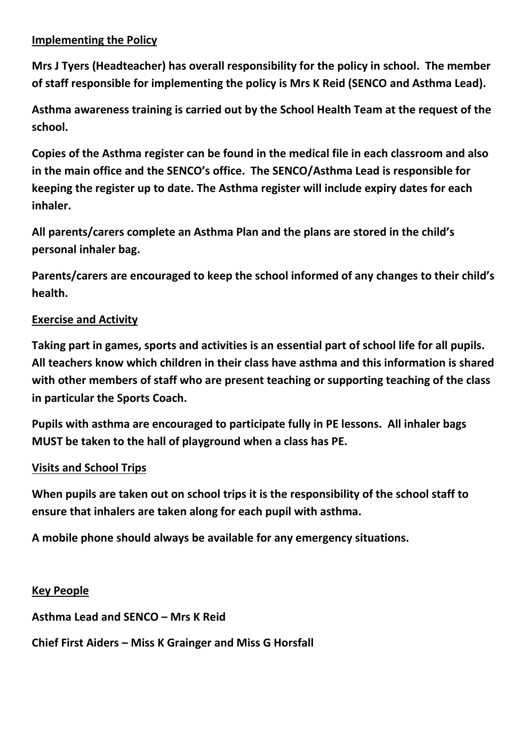## Implementing the Policy

**Mrs J Tyers (Headteacher) has overall responsibility for the policy in school. The member of staff responsible for implementing the policy is Mrs K Reid (SENCO and Asthma Lead).**

**Asthma awareness training is carried out by the School Health Team at the request of the school.**

**Copies of the Asthma register can be found in the medical file in each classroom and also in the main office and the SENCO's office. The SENCO/Asthma Lead is responsible for keeping the register up to date. The Asthma register will include expiry dates for each inhaler.**

**All parents/carers complete an Asthma Plan and the plans are stored in the child's personal inhaler bag.**

**Parents/carers are encouraged to keep the school informed of any changes to their child's health.**

## Exercise and Activity

**Taking part in games, sports and activities is an essential part of school life for all pupils. All teachers know which children in their class have asthma and this information is shared with other members of staff who are present teaching or supporting teaching of the class in particular the Sports Coach.**

**Pupils with asthma are encouraged to participate fully in PE lessons. All inhaler bags MUST be taken to the hall of playground when a class has PE.**

## Visits and School Trips

**When pupils are taken out on school trips it is the responsibility of the school staff to ensure that inhalers are taken along for each pupil with asthma.**

**A mobile phone should always be available for any emergency situations.**

## Key People

**Asthma Lead and SENCO – Mrs K Reid**

**Chief First Aiders – Miss K Grainger and Miss G Horsfall**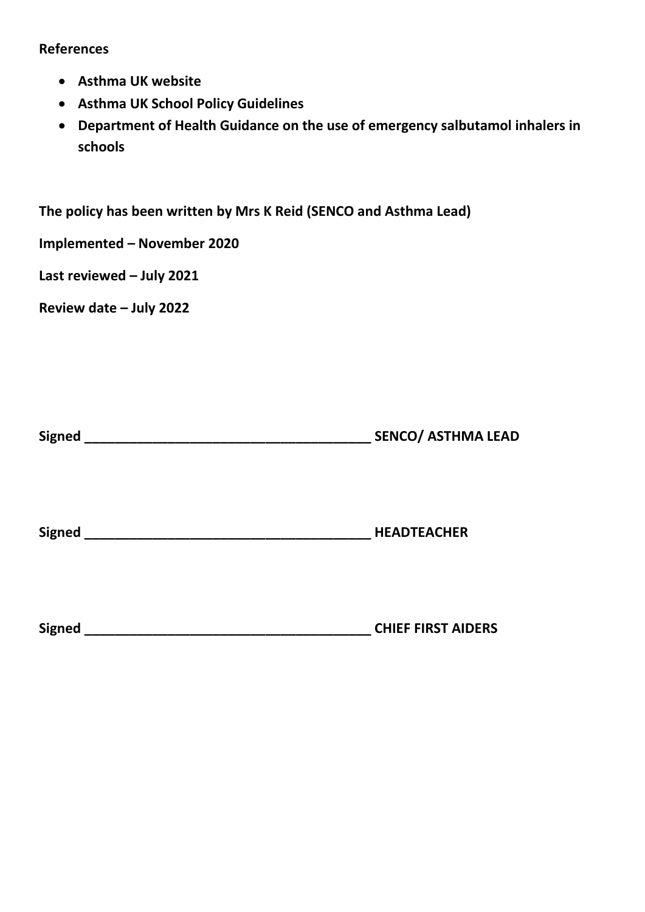**References**

- **Asthma UK website**
- **Asthma UK School Policy Guidelines**
- **Department of Health Guidance on the use of emergency salbutamol inhalers in schools**

**The policy has been written by Mrs K Reid (SENCO and Asthma Lead)**

**Implemented – November 2020**

**Last reviewed – July 2021**

**Review date – July 2022**

**Signed ______________________________________ SENCO/ ASTHMA LEAD**

**Signed ______________________________________ HEADTEACHER**

**Signed ______________________________________ CHIEF FIRST AIDERS**